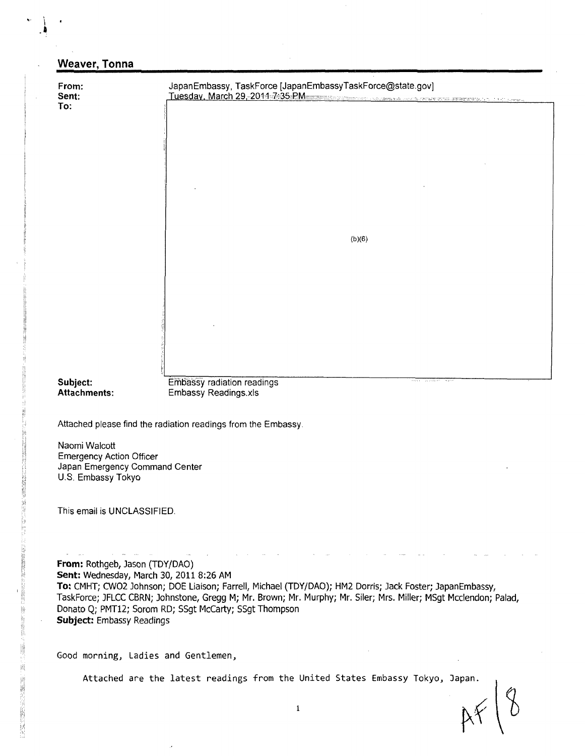## Weaver, Tonna

**From:** JapanEmbassy, TaskForce [JapanEmbassyTaskForce@state.gov]
**Sent:** Tuesday, March 29, 2011 7:35 PM
**To:** (b)(6)
**Subject:** Embassy radiation readings
**Attachments:** Embassy Readings.xls

Attached please find the radiation readings from the Embassy.

Naomi Walcott
Emergency Action Officer
Japan Emergency Command Center
U.S. Embassy Tokyo

This email is UNCLASSIFIED.

---

**From:** Rothgeb, Jason (TDY/DAO)
**Sent:** Wednesday, March 30, 2011 8:26 AM
**To:** CMHT; CWO2 Johnson; DOE Liaison; Farrell, Michael (TDY/DAO); HM2 Dorris; Jack Foster; JapanEmbassy, TaskForce; JFLCC CBRN; Johnstone, Gregg M; Mr. Brown; Mr. Murphy; Mr. Siler; Mrs. Miller; MSgt Mcclendon; Palad, Donato Q; PMT12; Sorom RD; SSgt McCarty; SSgt Thompson
**Subject:** Embassy Readings

Good morning, Ladies and Gentlemen,

Attached are the latest readings from the United States Embassy Tokyo, Japan.

AF 18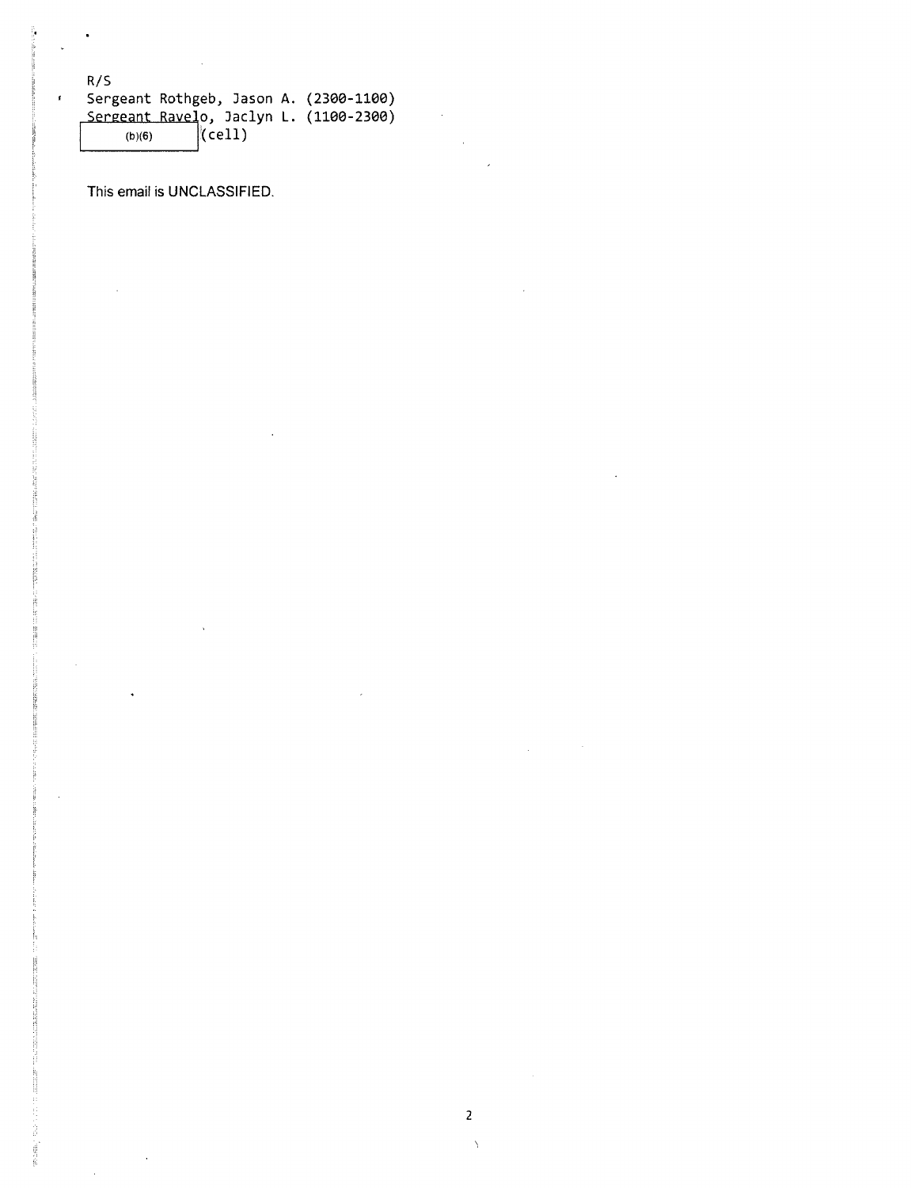R/S
Sergeant Rothgeb, Jason A. (2300-1100)
Sergeant Ravelo, Jaclyn L. (1100-2300)
(b)(6) (cell)

This email is UNCLASSIFIED.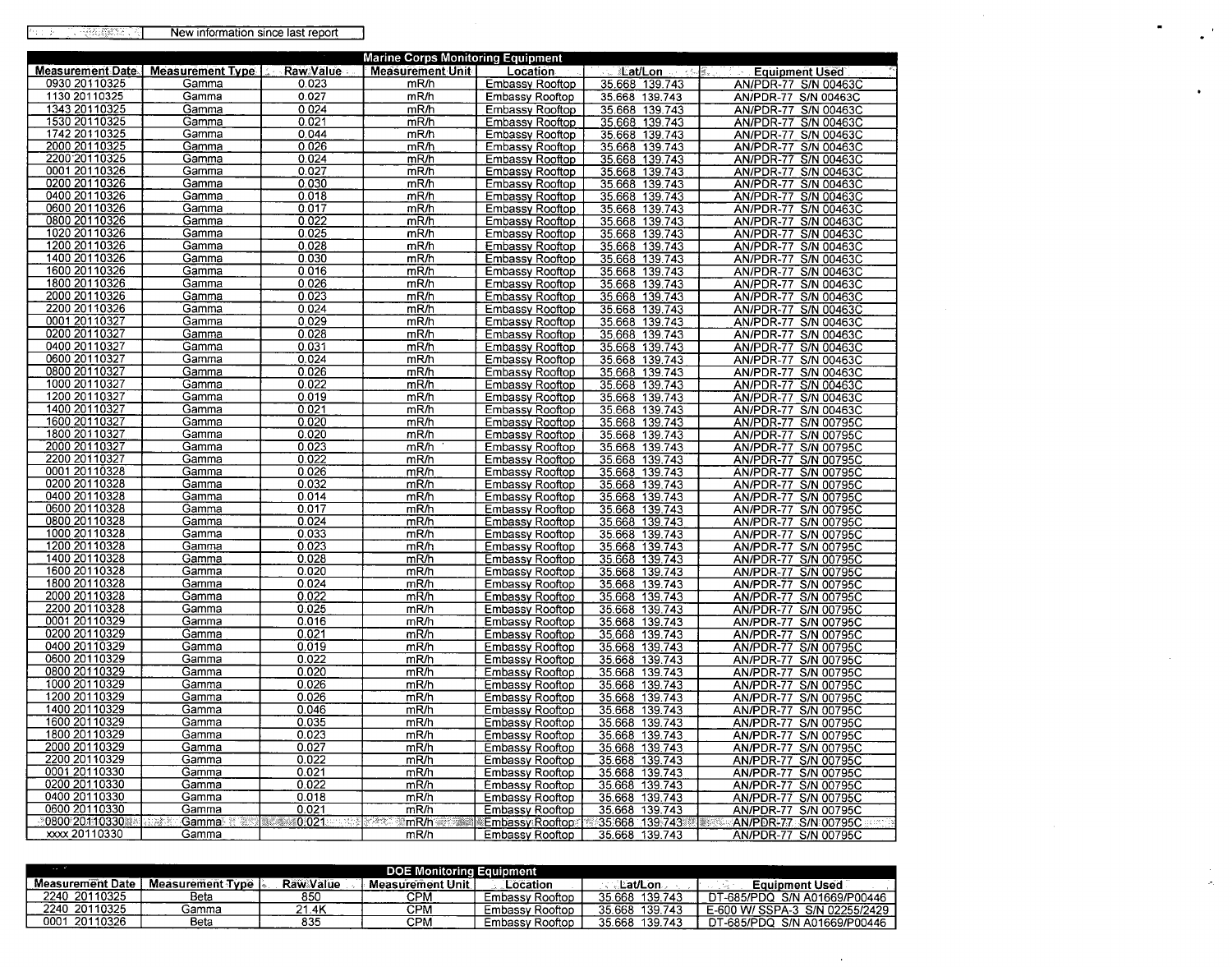| | New information since last report |
|---|---|

| Marine Corps Monitoring Equipment | | | | | | |
|---|---|---|---|---|---|---|
| Measurement Date | Measurement Type | Raw Value | Measurement Unit | Location | Lat/Lon | Equipment Used |
| 0930 20110325 | Gamma | 0.023 | mR/h | Embassy Rooftop | 35.668 139.743 | AN/PDR-77 S/N 00463C |
| 1130 20110325 | Gamma | 0.027 | mR/h | Embassy Rooftop | 35.668 139.743 | AN/PDR-77 S/N 00463C |
| 1343 20110325 | Gamma | 0.024 | mR/h | Embassy Rooftop | 35.668 139.743 | AN/PDR-77 S/N 00463C |
| 1530 20110325 | Gamma | 0.021 | mR/h | Embassy Rooftop | 35.668 139.743 | AN/PDR-77 S/N 00463C |
| 1742 20110325 | Gamma | 0.044 | mR/h | Embassy Rooftop | 35.668 139.743 | AN/PDR-77 S/N 00463C |
| 2000 20110325 | Gamma | 0.026 | mR/h | Embassy Rooftop | 35.668 139.743 | AN/PDR-77 S/N 00463C |
| 2200 20110325 | Gamma | 0.024 | mR/h | Embassy Rooftop | 35.668 139.743 | AN/PDR-77 S/N 00463C |
| 0001 20110326 | Gamma | 0.027 | mR/h | Embassy Rooftop | 35.668 139.743 | AN/PDR-77 S/N 00463C |
| 0200 20110326 | Gamma | 0.030 | mR/h | Embassy Rooftop | 35.668 139.743 | AN/PDR-77 S/N 00463C |
| 0400 20110326 | Gamma | 0.018 | mR/h | Embassy Rooftop | 35.668 139.743 | AN/PDR-77 S/N 00463C |
| 0600 20110326 | Gamma | 0.017 | mR/h | Embassy Rooftop | 35.668 139.743 | AN/PDR-77 S/N 00463C |
| 0800 20110326 | Gamma | 0.022 | mR/h | Embassy Rooftop | 35.668 139.743 | AN/PDR-77 S/N 00463C |
| 1020 20110326 | Gamma | 0.025 | mR/h | Embassy Rooftop | 35.668 139.743 | AN/PDR-77 S/N 00463C |
| 1200 20110326 | Gamma | 0.028 | mR/h | Embassy Rooftop | 35.668 139.743 | AN/PDR-77 S/N 00463C |
| 1400 20110326 | Gamma | 0.030 | mR/h | Embassy Rooftop | 35.668 139.743 | AN/PDR-77 S/N 00463C |
| 1600 20110326 | Gamma | 0.016 | mR/h | Embassy Rooftop | 35.668 139.743 | AN/PDR-77 S/N 00463C |
| 1800 20110326 | Gamma | 0.026 | mR/h | Embassy Rooftop | 35.668 139.743 | AN/PDR-77 S/N 00463C |
| 2000 20110326 | Gamma | 0.023 | mR/h | Embassy Rooftop | 35.668 139.743 | AN/PDR-77 S/N 00463C |
| 2200 20110326 | Gamma | 0.024 | mR/h | Embassy Rooftop | 35.668 139.743 | AN/PDR-77 S/N 00463C |
| 0001 20110327 | Gamma | 0.029 | mR/h | Embassy Rooftop | 35.668 139.743 | AN/PDR-77 S/N 00463C |
| 0200 20110327 | Gamma | 0.028 | mR/h | Embassy Rooftop | 35.668 139.743 | AN/PDR-77 S/N 00463C |
| 0400 20110327 | Gamma | 0.031 | mR/h | Embassy Rooftop | 35.668 139.743 | AN/PDR-77 S/N 00463C |
| 0600 20110327 | Gamma | 0.024 | mR/h | Embassy Rooftop | 35.668 139.743 | AN/PDR-77 S/N 00463C |
| 0800 20110327 | Gamma | 0.026 | mR/h | Embassy Rooftop | 35.668 139.743 | AN/PDR-77 S/N 00463C |
| 1000 20110327 | Gamma | 0.022 | mR/h | Embassy Rooftop | 35.668 139.743 | AN/PDR-77 S/N 00463C |
| 1200 20110327 | Gamma | 0.019 | mR/h | Embassy Rooftop | 35.668 139.743 | AN/PDR-77 S/N 00463C |
| 1400 20110327 | Gamma | 0.021 | mR/h | Embassy Rooftop | 35.668 139.743 | AN/PDR-77 S/N 00463C |
| 1600 20110327 | Gamma | 0.020 | mR/h | Embassy Rooftop | 35.668 139.743 | AN/PDR-77 S/N 00795C |
| 1800 20110327 | Gamma | 0.020 | mR/h | Embassy Rooftop | 35.668 139.743 | AN/PDR-77 S/N 00795C |
| 2000 20110327 | Gamma | 0.023 | mR/h | Embassy Rooftop | 35.668 139.743 | AN/PDR-77 S/N 00795C |
| 2200 20110327 | Gamma | 0.022 | mR/h | Embassy Rooftop | 35.668 139.743 | AN/PDR-77 S/N 00795C |
| 0001 20110328 | Gamma | 0.026 | mR/h | Embassy Rooftop | 35.668 139.743 | AN/PDR-77 S/N 00795C |
| 0200 20110328 | Gamma | 0.032 | mR/h | Embassy Rooftop | 35.668 139.743 | AN/PDR-77 S/N 00795C |
| 0400 20110328 | Gamma | 0.014 | mR/h | Embassy Rooftop | 35.668 139.743 | AN/PDR-77 S/N 00795C |
| 0600 20110328 | Gamma | 0.017 | mR/h | Embassy Rooftop | 35.668 139.743 | AN/PDR-77 S/N 00795C |
| 0800 20110328 | Gamma | 0.024 | mR/h | Embassy Rooftop | 35.668 139.743 | AN/PDR-77 S/N 00795C |
| 1000 20110328 | Gamma | 0.033 | mR/h | Embassy Rooftop | 35.668 139.743 | AN/PDR-77 S/N 00795C |
| 1200 20110328 | Gamma | 0.023 | mR/h | Embassy Rooftop | 35.668 139.743 | AN/PDR-77 S/N 00795C |
| 1400 20110328 | Gamma | 0.028 | mR/h | Embassy Rooftop | 35.668 139.743 | AN/PDR-77 S/N 00795C |
| 1600 20110328 | Gamma | 0.020 | mR/h | Embassy Rooftop | 35.668 139.743 | AN/PDR-77 S/N 00795C |
| 1800 20110328 | Gamma | 0.024 | mR/h | Embassy Rooftop | 35.668 139.743 | AN/PDR-77 S/N 00795C |
| 2000 20110328 | Gamma | 0.022 | mR/h | Embassy Rooftop | 35.668 139.743 | AN/PDR-77 S/N 00795C |
| 2200 20110328 | Gamma | 0.025 | mR/h | Embassy Rooftop | 35.668 139.743 | AN/PDR-77 S/N 00795C |
| 0001 20110329 | Gamma | 0.016 | mR/h | Embassy Rooftop | 35.668 139.743 | AN/PDR-77 S/N 00795C |
| 0200 20110329 | Gamma | 0.021 | mR/h | Embassy Rooftop | 35.668 139.743 | AN/PDR-77 S/N 00795C |
| 0400 20110329 | Gamma | 0.019 | mR/h | Embassy Rooftop | 35.668 139.743 | AN/PDR-77 S/N 00795C |
| 0600 20110329 | Gamma | 0.022 | mR/h | Embassy Rooftop | 35.668 139.743 | AN/PDR-77 S/N 00795C |
| 0800 20110329 | Gamma | 0.020 | mR/h | Embassy Rooftop | 35.668 139.743 | AN/PDR-77 S/N 00795C |
| 1000 20110329 | Gamma | 0.026 | mR/h | Embassy Rooftop | 35.668 139.743 | AN/PDR-77 S/N 00795C |
| 1200 20110329 | Gamma | 0.026 | mR/h | Embassy Rooftop | 35.668 139.743 | AN/PDR-77 S/N 00795C |
| 1400 20110329 | Gamma | 0.046 | mR/h | Embassy Rooftop | 35.668 139.743 | AN/PDR-77 S/N 00795C |
| 1600 20110329 | Gamma | 0.035 | mR/h | Embassy Rooftop | 35.668 139.743 | AN/PDR-77 S/N 00795C |
| 1800 20110329 | Gamma | 0.023 | mR/h | Embassy Rooftop | 35.668 139.743 | AN/PDR-77 S/N 00795C |
| 2000 20110329 | Gamma | 0.027 | mR/h | Embassy Rooftop | 35.668 139.743 | AN/PDR-77 S/N 00795C |
| 2200 20110329 | Gamma | 0.022 | mR/h | Embassy Rooftop | 35.668 139.743 | AN/PDR-77 S/N 00795C |
| 0001 20110330 | Gamma | 0.021 | mR/h | Embassy Rooftop | 35.668 139.743 | AN/PDR-77 S/N 00795C |
| 0200 20110330 | Gamma | 0.022 | mR/h | Embassy Rooftop | 35.668 139.743 | AN/PDR-77 S/N 00795C |
| 0400 20110330 | Gamma | 0.018 | mR/h | Embassy Rooftop | 35.668 139.743 | AN/PDR-77 S/N 00795C |
| 0600 20110330 | Gamma | 0.021 | mR/h | Embassy Rooftop | 35.668 139.743 | AN/PDR-77 S/N 00795C |
| 0800 20110330 | Gamma | 0.021 | mR/h | Embassy Rooftop | 35.668 139.743 | AN/PDR-77 S/N 00795C |
| xxxx 20110330 | Gamma | | mR/h | Embassy Rooftop | 35.668 139.743 | AN/PDR-77 S/N 00795C |

| DOE Monitoring Equipment | | | | | | |
|---|---|---|---|---|---|---|
| Measurement Date | Measurement Type | Raw Value | Measurement Unit | Location | Lat/Lon | Equipment Used |
| 2240 20110325 | Beta | 850 | CPM | Embassy Rooftop | 35.668 139.743 | DT-685/PDQ S/N A01669/P00446 |
| 2240 20110325 | Gamma | 21.4K | CPM | Embassy Rooftop | 35.668 139.743 | E-600 W/ SSPA-3 S/N 02255/2429 |
| 0001 20110326 | Beta | 835 | CPM | Embassy Rooftop | 35.668 139.743 | DT-685/PDQ S/N A01669/P00446 |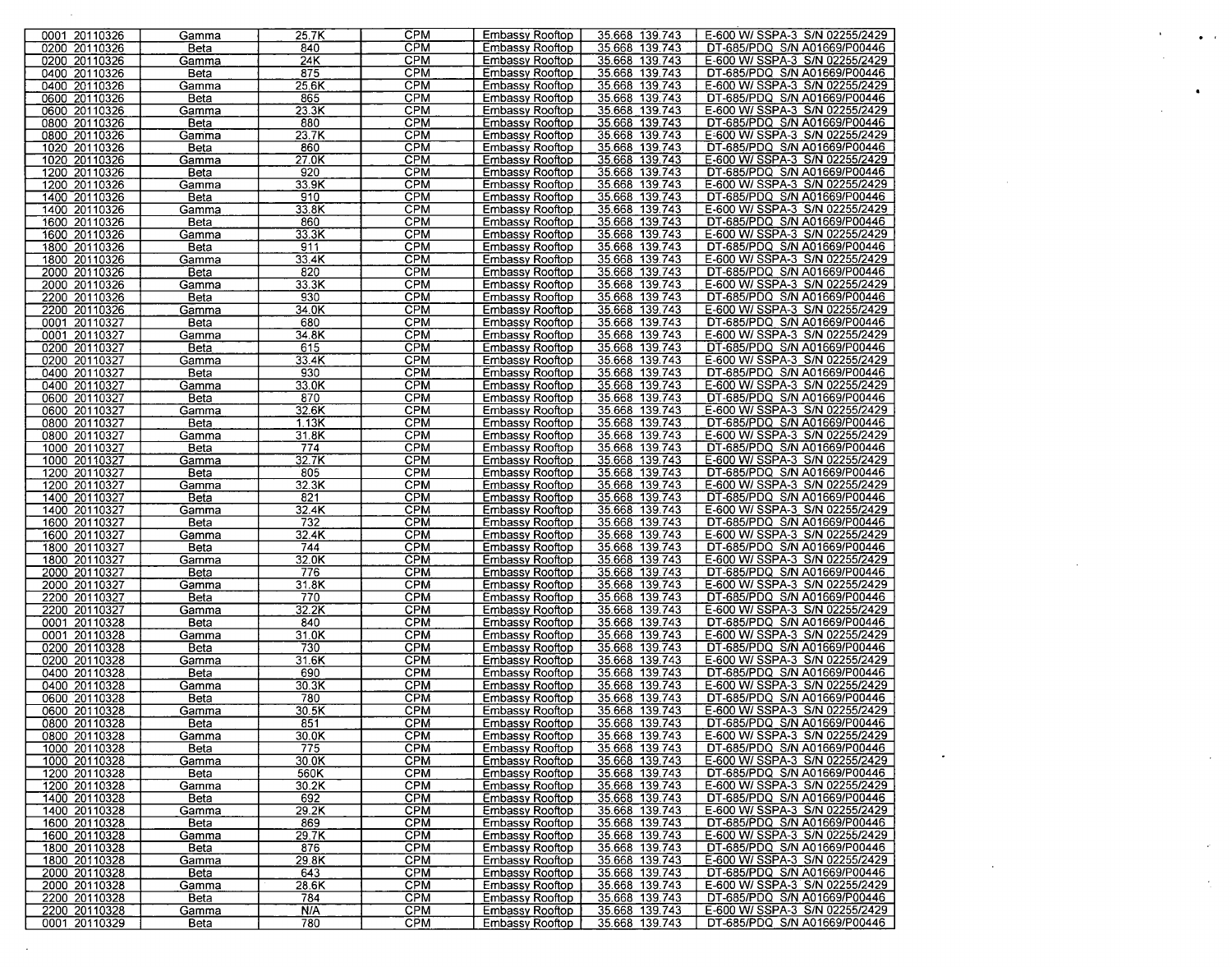| | | | | | | |
|---|---|---|---|---|---|---|
| 0001 20110326 | Gamma | 25.7K | CPM | Embassy Rooftop | 35.668 139.743 | E-600 W/ SSPA-3 S/N 02255/2429 |
| 0200 20110326 | Beta | 840 | CPM | Embassy Rooftop | 35.668 139.743 | DT-685/PDQ S/N A01669/P00446 |
| 0200 20110326 | Gamma | 24K | CPM | Embassy Rooftop | 35.668 139.743 | E-600 W/ SSPA-3 S/N 02255/2429 |
| 0400 20110326 | Beta | 875 | CPM | Embassy Rooftop | 35.668 139.743 | DT-685/PDQ S/N A01669/P00446 |
| 0400 20110326 | Gamma | 25.6K | CPM | Embassy Rooftop | 35.668 139.743 | E-600 W/ SSPA-3 S/N 02255/2429 |
| 0600 20110326 | Beta | 865 | CPM | Embassy Rooftop | 35.668 139.743 | DT-685/PDQ S/N A01669/P00446 |
| 0600 20110326 | Gamma | 23.3K | CPM | Embassy Rooftop | 35.668 139.743 | E-600 W/ SSPA-3 S/N 02255/2429 |
| 0800 20110326 | Beta | 880 | CPM | Embassy Rooftop | 35.668 139.743 | DT-685/PDQ S/N A01669/P00446 |
| 0800 20110326 | Gamma | 23.7K | CPM | Embassy Rooftop | 35.668 139.743 | E-600 W/ SSPA-3 S/N 02255/2429 |
| 1020 20110326 | Beta | 860 | CPM | Embassy Rooftop | 35.668 139.743 | DT-685/PDQ S/N A01669/P00446 |
| 1020 20110326 | Gamma | 27.0K | CPM | Embassy Rooftop | 35.668 139.743 | E-600 W/ SSPA-3 S/N 02255/2429 |
| 1200 20110326 | Beta | 920 | CPM | Embassy Rooftop | 35.668 139.743 | DT-685/PDQ S/N A01669/P00446 |
| 1200 20110326 | Gamma | 33.9K | CPM | Embassy Rooftop | 35.668 139.743 | E-600 W/ SSPA-3 S/N 02255/2429 |
| 1400 20110326 | Beta | 910 | CPM | Embassy Rooftop | 35.668 139.743 | DT-685/PDQ S/N A01669/P00446 |
| 1400 20110326 | Gamma | 33.8K | CPM | Embassy Rooftop | 35.668 139.743 | E-600 W/ SSPA-3 S/N 02255/2429 |
| 1600 20110326 | Beta | 860 | CPM | Embassy Rooftop | 35.668 139.743 | DT-685/PDQ S/N A01669/P00446 |
| 1600 20110326 | Gamma | 33.3K | CPM | Embassy Rooftop | 35.668 139.743 | E-600 W/ SSPA-3 S/N 02255/2429 |
| 1800 20110326 | Beta | 911 | CPM | Embassy Rooftop | 35.668 139.743 | DT-685/PDQ S/N A01669/P00446 |
| 1800 20110326 | Gamma | 33.4K | CPM | Embassy Rooftop | 35.668 139.743 | E-600 W/ SSPA-3 S/N 02255/2429 |
| 2000 20110326 | Beta | 820 | CPM | Embassy Rooftop | 35.668 139.743 | DT-685/PDQ S/N A01669/P00446 |
| 2000 20110326 | Gamma | 33.3K | CPM | Embassy Rooftop | 35.668 139.743 | E-600 W/ SSPA-3 S/N 02255/2429 |
| 2200 20110326 | Beta | 930 | CPM | Embassy Rooftop | 35.668 139.743 | DT-685/PDQ S/N A01669/P00446 |
| 2200 20110326 | Gamma | 34.0K | CPM | Embassy Rooftop | 35.668 139.743 | E-600 W/ SSPA-3 S/N 02255/2429 |
| 0001 20110327 | Beta | 680 | CPM | Embassy Rooftop | 35.668 139.743 | DT-685/PDQ S/N A01669/P00446 |
| 0001 20110327 | Gamma | 34.8K | CPM | Embassy Rooftop | 35.668 139.743 | E-600 W/ SSPA-3 S/N 02255/2429 |
| 0200 20110327 | Beta | 615 | CPM | Embassy Rooftop | 35.668 139.743 | DT-685/PDQ S/N A01669/P00446 |
| 0200 20110327 | Gamma | 33.4K | CPM | Embassy Rooftop | 35.668 139.743 | E-600 W/ SSPA-3 S/N 02255/2429 |
| 0400 20110327 | Beta | 930 | CPM | Embassy Rooftop | 35.668 139.743 | DT-685/PDQ S/N A01669/P00446 |
| 0400 20110327 | Gamma | 33.0K | CPM | Embassy Rooftop | 35.668 139.743 | E-600 W/ SSPA-3 S/N 02255/2429 |
| 0600 20110327 | Beta | 870 | CPM | Embassy Rooftop | 35.668 139.743 | DT-685/PDQ S/N A01669/P00446 |
| 0600 20110327 | Gamma | 32.6K | CPM | Embassy Rooftop | 35.668 139.743 | E-600 W/ SSPA-3 S/N 02255/2429 |
| 0800 20110327 | Beta | 1.13K | CPM | Embassy Rooftop | 35.668 139.743 | DT-685/PDQ S/N A01669/P00446 |
| 0800 20110327 | Gamma | 31.8K | CPM | Embassy Rooftop | 35.668 139.743 | E-600 W/ SSPA-3 S/N 02255/2429 |
| 1000 20110327 | Beta | 774 | CPM | Embassy Rooftop | 35.668 139.743 | DT-685/PDQ S/N A01669/P00446 |
| 1000 20110327 | Gamma | 32.7K | CPM | Embassy Rooftop | 35.668 139.743 | E-600 W/ SSPA-3 S/N 02255/2429 |
| 1200 20110327 | Beta | 805 | CPM | Embassy Rooftop | 35.668 139.743 | DT-685/PDQ S/N A01669/P00446 |
| 1200 20110327 | Gamma | 32.3K | CPM | Embassy Rooftop | 35.668 139.743 | E-600 W/ SSPA-3 S/N 02255/2429 |
| 1400 20110327 | Beta | 821 | CPM | Embassy Rooftop | 35.668 139.743 | DT-685/PDQ S/N A01669/P00446 |
| 1400 20110327 | Gamma | 32.4K | CPM | Embassy Rooftop | 35.668 139.743 | E-600 W/ SSPA-3 S/N 02255/2429 |
| 1600 20110327 | Beta | 732 | CPM | Embassy Rooftop | 35.668 139.743 | DT-685/PDQ S/N A01669/P00446 |
| 1600 20110327 | Gamma | 32.4K | CPM | Embassy Rooftop | 35.668 139.743 | E-600 W/ SSPA-3 S/N 02255/2429 |
| 1800 20110327 | Beta | 744 | CPM | Embassy Rooftop | 35.668 139.743 | DT-685/PDQ S/N A01669/P00446 |
| 1800 20110327 | Gamma | 32.0K | CPM | Embassy Rooftop | 35.668 139.743 | E-600 W/ SSPA-3 S/N 02255/2429 |
| 2000 20110327 | Beta | 776 | CPM | Embassy Rooftop | 35.668 139.743 | DT-685/PDQ S/N A01669/P00446 |
| 2000 20110327 | Gamma | 31.8K | CPM | Embassy Rooftop | 35.668 139.743 | E-600 W/ SSPA-3 S/N 02255/2429 |
| 2200 20110327 | Beta | 770 | CPM | Embassy Rooftop | 35.668 139.743 | DT-685/PDQ S/N A01669/P00446 |
| 2200 20110327 | Gamma | 32.2K | CPM | Embassy Rooftop | 35.668 139.743 | E-600 W/ SSPA-3 S/N 02255/2429 |
| 0001 20110328 | Beta | 840 | CPM | Embassy Rooftop | 35.668 139.743 | DT-685/PDQ S/N A01669/P00446 |
| 0001 20110328 | Gamma | 31.0K | CPM | Embassy Rooftop | 35.668 139.743 | E-600 W/ SSPA-3 S/N 02255/2429 |
| 0200 20110328 | Beta | 730 | CPM | Embassy Rooftop | 35.668 139.743 | DT-685/PDQ S/N A01669/P00446 |
| 0200 20110328 | Gamma | 31.6K | CPM | Embassy Rooftop | 35.668 139.743 | E-600 W/ SSPA-3 S/N 02255/2429 |
| 0400 20110328 | Beta | 690 | CPM | Embassy Rooftop | 35.668 139.743 | DT-685/PDQ S/N A01669/P00446 |
| 0400 20110328 | Gamma | 30.3K | CPM | Embassy Rooftop | 35.668 139.743 | E-600 W/ SSPA-3 S/N 02255/2429 |
| 0600 20110328 | Beta | 780 | CPM | Embassy Rooftop | 35.668 139.743 | DT-685/PDQ S/N A01669/P00446 |
| 0600 20110328 | Gamma | 30.5K | CPM | Embassy Rooftop | 35.668 139.743 | E-600 W/ SSPA-3 S/N 02255/2429 |
| 0800 20110328 | Beta | 851 | CPM | Embassy Rooftop | 35.668 139.743 | DT-685/PDQ S/N A01669/P00446 |
| 0800 20110328 | Gamma | 30.0K | CPM | Embassy Rooftop | 35.668 139.743 | E-600 W/ SSPA-3 S/N 02255/2429 |
| 1000 20110328 | Beta | 775 | CPM | Embassy Rooftop | 35.668 139.743 | DT-685/PDQ S/N A01669/P00446 |
| 1000 20110328 | Gamma | 30.0K | CPM | Embassy Rooftop | 35.668 139.743 | E-600 W/ SSPA-3 S/N 02255/2429 |
| 1200 20110328 | Beta | 560K | CPM | Embassy Rooftop | 35.668 139.743 | DT-685/PDQ S/N A01669/P00446 |
| 1200 20110328 | Gamma | 30.2K | CPM | Embassy Rooftop | 35.668 139.743 | E-600 W/ SSPA-3 S/N 02255/2429 |
| 1400 20110328 | Beta | 692 | CPM | Embassy Rooftop | 35.668 139.743 | DT-685/PDQ S/N A01669/P00446 |
| 1400 20110328 | Gamma | 29.2K | CPM | Embassy Rooftop | 35.668 139.743 | E-600 W/ SSPA-3 S/N 02255/2429 |
| 1600 20110328 | Beta | 869 | CPM | Embassy Rooftop | 35.668 139.743 | DT-685/PDQ S/N A01669/P00446 |
| 1600 20110328 | Gamma | 29.7K | CPM | Embassy Rooftop | 35.668 139.743 | E-600 W/ SSPA-3 S/N 02255/2429 |
| 1800 20110328 | Beta | 876 | CPM | Embassy Rooftop | 35.668 139.743 | DT-685/PDQ S/N A01669/P00446 |
| 1800 20110328 | Gamma | 29.8K | CPM | Embassy Rooftop | 35.668 139.743 | E-600 W/ SSPA-3 S/N 02255/2429 |
| 2000 20110328 | Beta | 643 | CPM | Embassy Rooftop | 35.668 139.743 | DT-685/PDQ S/N A01669/P00446 |
| 2000 20110328 | Gamma | 28.6K | CPM | Embassy Rooftop | 35.668 139.743 | E-600 W/ SSPA-3 S/N 02255/2429 |
| 2200 20110328 | Beta | 784 | CPM | Embassy Rooftop | 35.668 139.743 | DT-685/PDQ S/N A01669/P00446 |
| 2200 20110328 | Gamma | N/A | CPM | Embassy Rooftop | 35.668 139.743 | E-600 W/ SSPA-3 S/N 02255/2429 |
| 0001 20110329 | Beta | 780 | CPM | Embassy Rooftop | 35.668 139.743 | DT-685/PDQ S/N A01669/P00446 |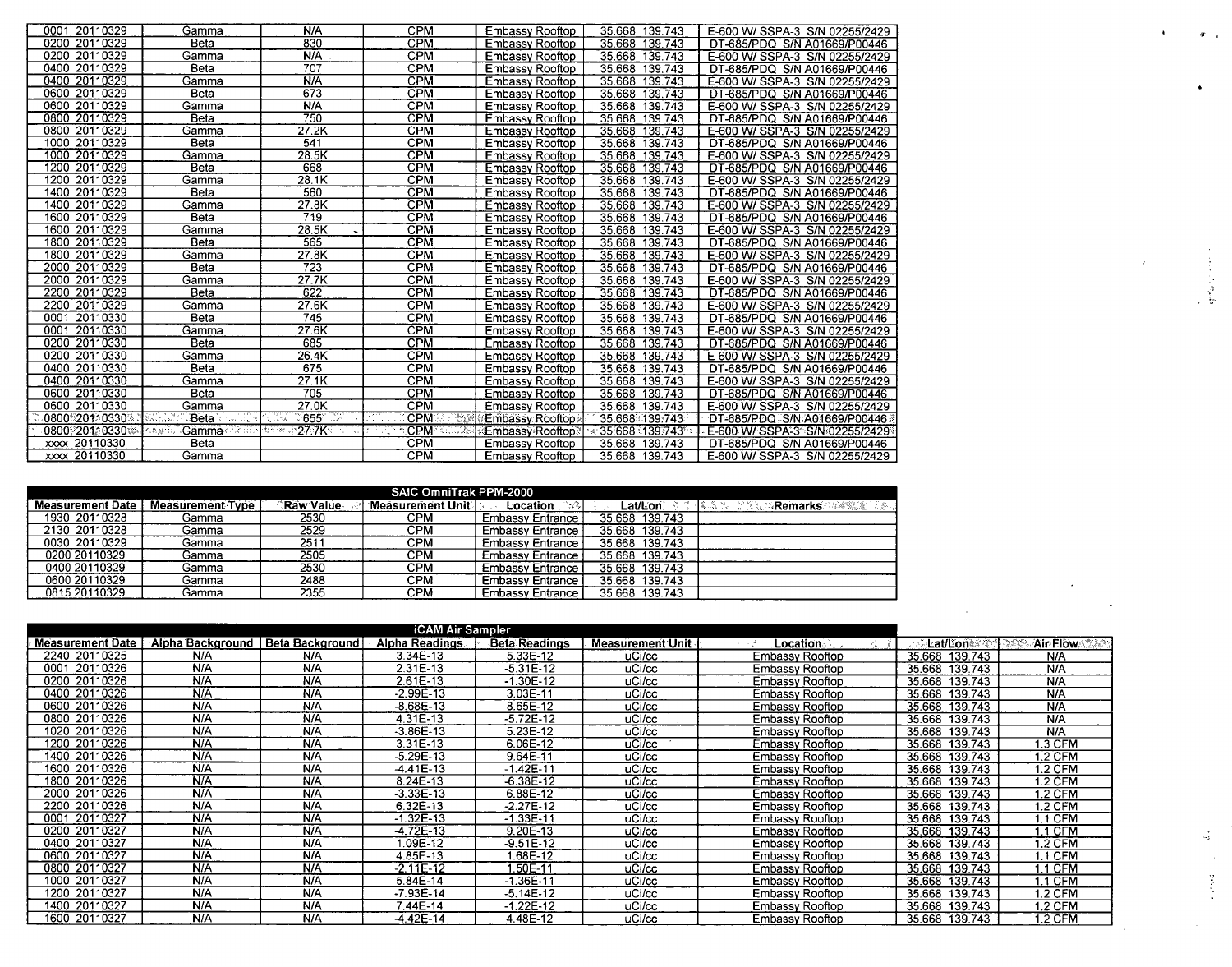| | | | | | | |
|---|---|---|---|---|---|---|
| 0001 20110329 | Gamma | N/A | CPM | Embassy Rooftop | 35.668 139.743 | E-600 W/ SSPA-3 S/N 02255/2429 |
| 0200 20110329 | Beta | 830 | CPM | Embassy Rooftop | 35.668 139.743 | DT-685/PDQ S/N A01669/P00446 |
| 0200 20110329 | Gamma | N/A | CPM | Embassy Rooftop | 35.668 139.743 | E-600 W/ SSPA-3 S/N 02255/2429 |
| 0400 20110329 | Beta | 707 | CPM | Embassy Rooftop | 35.668 139.743 | DT-685/PDQ S/N A01669/P00446 |
| 0400 20110329 | Gamma | N/A | CPM | Embassy Rooftop | 35.668 139.743 | E-600 W/ SSPA-3 S/N 02255/2429 |
| 0600 20110329 | Beta | 673 | CPM | Embassy Rooftop | 35.668 139.743 | DT-685/PDQ S/N A01669/P00446 |
| 0600 20110329 | Gamma | N/A | CPM | Embassy Rooftop | 35.668 139.743 | E-600 W/ SSPA-3 S/N 02255/2429 |
| 0800 20110329 | Beta | 750 | CPM | Embassy Rooftop | 35.668 139.743 | DT-685/PDQ S/N A01669/P00446 |
| 0800 20110329 | Gamma | 27.2K | CPM | Embassy Rooftop | 35.668 139.743 | E-600 W/ SSPA-3 S/N 02255/2429 |
| 1000 20110329 | Beta | 541 | CPM | Embassy Rooftop | 35.668 139.743 | DT-685/PDQ S/N A01669/P00446 |
| 1000 20110329 | Gamma | 28.5K | CPM | Embassy Rooftop | 35.668 139.743 | E-600 W/ SSPA-3 S/N 02255/2429 |
| 1200 20110329 | Beta | 668 | CPM | Embassy Rooftop | 35.668 139.743 | DT-685/PDQ S/N A01669/P00446 |
| 1200 20110329 | Gamma | 28.1K | CPM | Embassy Rooftop | 35.668 139.743 | E-600 W/ SSPA-3 S/N 02255/2429 |
| 1400 20110329 | Beta | 560 | CPM | Embassy Rooftop | 35.668 139.743 | DT-685/PDQ S/N A01669/P00446 |
| 1400 20110329 | Gamma | 27.8K | CPM | Embassy Rooftop | 35.668 139.743 | E-600 W/ SSPA-3 S/N 02255/2429 |
| 1600 20110329 | Beta | 719 | CPM | Embassy Rooftop | 35.668 139.743 | DT-685/PDQ S/N A01669/P00446 |
| 1600 20110329 | Gamma | 28.5K | CPM | Embassy Rooftop | 35.668 139.743 | E-600 W/ SSPA-3 S/N 02255/2429 |
| 1800 20110329 | Beta | 565 | CPM | Embassy Rooftop | 35.668 139.743 | DT-685/PDQ S/N A01669/P00446 |
| 1800 20110329 | Gamma | 27.8K | CPM | Embassy Rooftop | 35.668 139.743 | E-600 W/ SSPA-3 S/N 02255/2429 |
| 2000 20110329 | Beta | 723 | CPM | Embassy Rooftop | 35.668 139.743 | DT-685/PDQ S/N A01669/P00446 |
| 2000 20110329 | Gamma | 27.7K | CPM | Embassy Rooftop | 35.668 139.743 | E-600 W/ SSPA-3 S/N 02255/2429 |
| 2200 20110329 | Beta | 622 | CPM | Embassy Rooftop | 35.668 139.743 | DT-685/PDQ S/N A01669/P00446 |
| 2200 20110329 | Gamma | 27.6K | CPM | Embassy Rooftop | 35.668 139.743 | E-600 W/ SSPA-3 S/N 02255/2429 |
| 0001 20110330 | Beta | 745 | CPM | Embassy Rooftop | 35.668 139.743 | DT-685/PDQ S/N A01669/P00446 |
| 0001 20110330 | Gamma | 27.6K | CPM | Embassy Rooftop | 35.668 139.743 | E-600 W/ SSPA-3 S/N 02255/2429 |
| 0200 20110330 | Beta | 685 | CPM | Embassy Rooftop | 35.668 139.743 | DT-685/PDQ S/N A01669/P00446 |
| 0200 20110330 | Gamma | 26.4K | CPM | Embassy Rooftop | 35.668 139.743 | E-600 W/ SSPA-3 S/N 02255/2429 |
| 0400 20110330 | Beta | 675 | CPM | Embassy Rooftop | 35.668 139.743 | DT-685/PDQ S/N A01669/P00446 |
| 0400 20110330 | Gamma | 27.1K | CPM | Embassy Rooftop | 35.668 139.743 | E-600 W/ SSPA-3 S/N 02255/2429 |
| 0600 20110330 | Beta | 705 | CPM | Embassy Rooftop | 35.668 139.743 | DT-685/PDQ S/N A01669/P00446 |
| 0600 20110330 | Gamma | 27.0K | CPM | Embassy Rooftop | 35.668 139.743 | E-600 W/ SSPA-3 S/N 02255/2429 |
| 0800 20110330 | Beta | 655 | CPM | Embassy Rooftop | 35.668 139.743 | DT-685/PDQ S/N A01669/P00446 |
| 0800 20110330 | Gamma | 27.7K | CPM | Embassy Rooftop | 35.668 139.743 | E-600 W/ SSPA-3 S/N 02255/2429 |
| xxxx 20110330 | Beta | | CPM | Embassy Rooftop | 35.668 139.743 | DT-685/PDQ S/N A01669/P00446 |
| xxxx 20110330 | Gamma | | CPM | Embassy Rooftop | 35.668 139.743 | E-600 W/ SSPA-3 S/N 02255/2429 |

| SAIC OmniTrak PPM-2000 | | | | | | |
|---|---|---|---|---|---|---|
| **Measurement Date** | **Measurement Type** | **Raw Value** | **Measurement Unit** | **Location** | **Lat/Lon** | **Remarks** |
| 1930 20110328 | Gamma | 2530 | CPM | Embassy Entrance | 35.668 139.743 | |
| 2130 20110328 | Gamma | 2529 | CPM | Embassy Entrance | 35.668 139.743 | |
| 0030 20110329 | Gamma | 2511 | CPM | Embassy Entrance | 35.668 139.743 | |
| 0200 20110329 | Gamma | 2505 | CPM | Embassy Entrance | 35.668 139.743 | |
| 0400 20110329 | Gamma | 2530 | CPM | Embassy Entrance | 35.668 139.743 | |
| 0600 20110329 | Gamma | 2488 | CPM | Embassy Entrance | 35.668 139.743 | |
| 0815 20110329 | Gamma | 2355 | CPM | Embassy Entrance | 35.668 139.743 | |

| iCAM Air Sampler | | | | | | | | |
|---|---|---|---|---|---|---|---|---|
| **Measurement Date** | **Alpha Background** | **Beta Background** | **Alpha Readings** | **Beta Readings** | **Measurement Unit** | **Location** | **Lat/Lon** | **Air Flow** |
| 2240 20110325 | N/A | N/A | 3.34E-13 | 5.33E-12 | uCi/cc | Embassy Rooftop | 35.668 139.743 | N/A |
| 0001 20110326 | N/A | N/A | 2.31E-13 | -5.31E-12 | uCi/cc | Embassy Rooftop | 35.668 139.743 | N/A |
| 0200 20110326 | N/A | N/A | 2.61E-13 | -1.30E-12 | uCi/cc | Embassy Rooftop | 35.668 139.743 | N/A |
| 0400 20110326 | N/A | N/A | -2.99E-13 | 3.03E-11 | uCi/cc | Embassy Rooftop | 35.668 139.743 | N/A |
| 0600 20110326 | N/A | N/A | -8.68E-13 | 8.65E-12 | uCi/cc | Embassy Rooftop | 35.668 139.743 | N/A |
| 0800 20110326 | N/A | N/A | 4.31E-13 | -5.72E-12 | uCi/cc | Embassy Rooftop | 35.668 139.743 | N/A |
| 1020 20110326 | N/A | N/A | -3.86E-13 | 5.23E-12 | uCi/cc | Embassy Rooftop | 35.668 139.743 | N/A |
| 1200 20110326 | N/A | N/A | 3.31E-13 | 6.06E-12 | uCi/cc | Embassy Rooftop | 35.668 139.743 | 1.3 CFM |
| 1400 20110326 | N/A | N/A | -5.29E-13 | 9.64E-11 | uCi/cc | Embassy Rooftop | 35.668 139.743 | 1.2 CFM |
| 1600 20110326 | N/A | N/A | -4.41E-13 | -1.42E-11 | uCi/cc | Embassy Rooftop | 35.668 139.743 | 1.2 CFM |
| 1800 20110326 | N/A | N/A | 8.24E-13 | -6.38E-12 | uCi/cc | Embassy Rooftop | 35.668 139.743 | 1.2 CFM |
| 2000 20110326 | N/A | N/A | -3.33E-13 | 6.88E-12 | uCi/cc | Embassy Rooftop | 35.668 139.743 | 1.2 CFM |
| 2200 20110326 | N/A | N/A | 6.32E-13 | -2.27E-12 | uCi/cc | Embassy Rooftop | 35.668 139.743 | 1.2 CFM |
| 0001 20110327 | N/A | N/A | -1.32E-13 | -1.33E-11 | uCi/cc | Embassy Rooftop | 35.668 139.743 | 1.1 CFM |
| 0200 20110327 | N/A | N/A | -4.72E-13 | 9.20E-13 | uCi/cc | Embassy Rooftop | 35.668 139.743 | 1.1 CFM |
| 0400 20110327 | N/A | N/A | 1.09E-12 | -9.51E-12 | uCi/cc | Embassy Rooftop | 35.668 139.743 | 1.2 CFM |
| 0600 20110327 | N/A | N/A | 4.85E-13 | 1.68E-12 | uCi/cc | Embassy Rooftop | 35.668 139.743 | 1.1 CFM |
| 0800 20110327 | N/A | N/A | -2.11E-12 | 1.50E-11 | uCi/cc | Embassy Rooftop | 35.668 139.743 | 1.1 CFM |
| 1000 20110327 | N/A | N/A | 5.84E-14 | -1.36E-11 | uCi/cc | Embassy Rooftop | 35.668 139.743 | 1.1 CFM |
| 1200 20110327 | N/A | N/A | -7.93E-14 | -5.14E-12 | uCi/cc | Embassy Rooftop | 35.668 139.743 | 1.2 CFM |
| 1400 20110327 | N/A | N/A | 7.44E-14 | -1.22E-12 | uCi/cc | Embassy Rooftop | 35.668 139.743 | 1.2 CFM |
| 1600 20110327 | N/A | N/A | -4.42E-14 | 4.48E-12 | uCi/cc | Embassy Rooftop | 35.668 139.743 | 1.2 CFM |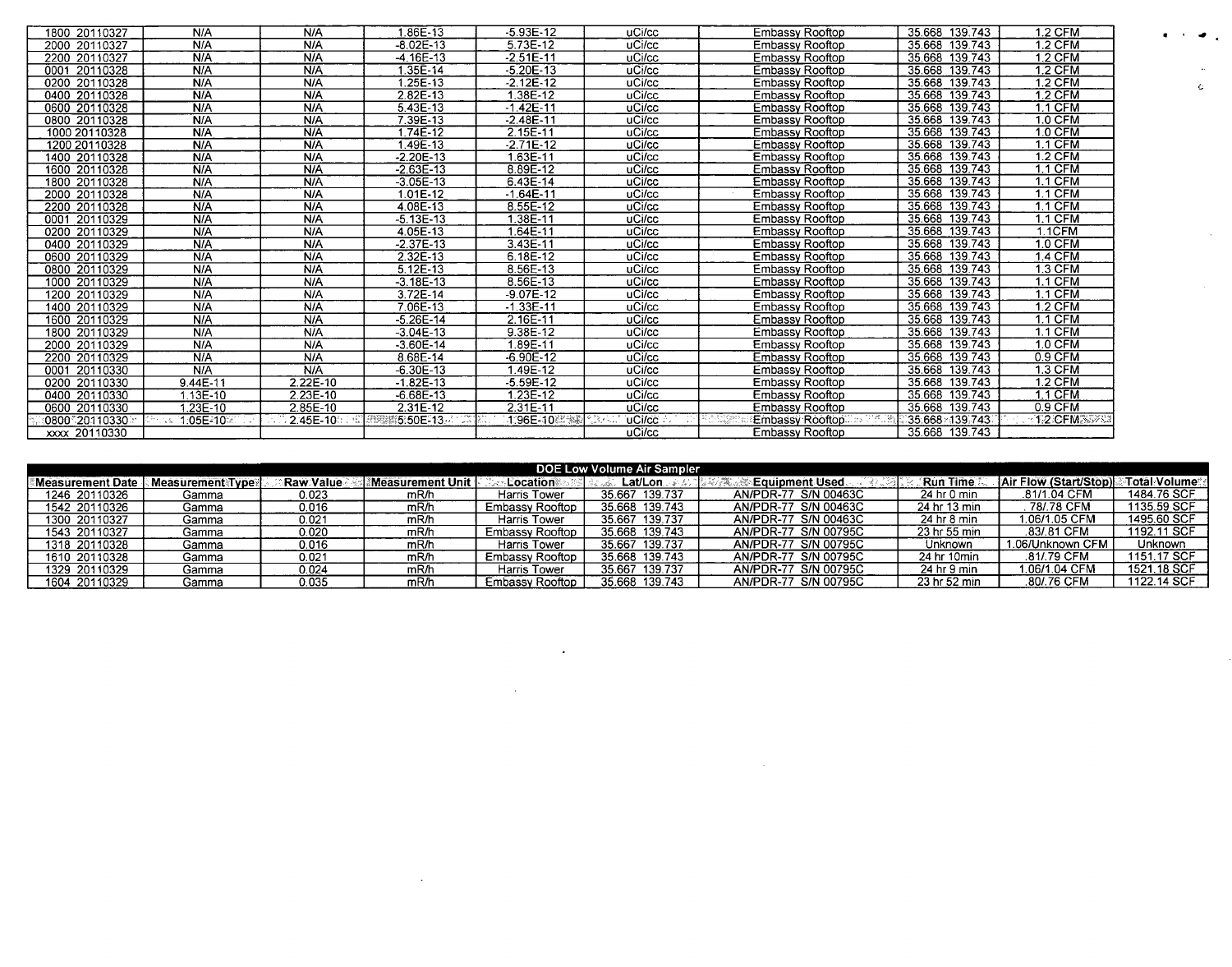| | | | | | | | | |
|---|---|---|---|---|---|---|---|---|
| 1800 20110327 | N/A | N/A | 1.86E-13 | -5.93E-12 | uCi/cc | Embassy Rooftop | 35.668 139.743 | 1.2 CFM |
| 2000 20110327 | N/A | N/A | -8.02E-13 | 5.73E-12 | uCi/cc | Embassy Rooftop | 35.668 139.743 | 1.2 CFM |
| 2200 20110327 | N/A | N/A | -4.16E-13 | -2.51E-11 | uCi/cc | Embassy Rooftop | 35.668 139.743 | 1.2 CFM |
| 0001 20110328 | N/A | N/A | 1.35E-14 | -5.20E-13 | uCi/cc | Embassy Rooftop | 35.668 139.743 | 1.2 CFM |
| 0200 20110328 | N/A | N/A | 1.25E-13 | -2.12E-12 | uCi/cc | Embassy Rooftop | 35.668 139.743 | 1.2 CFM |
| 0400 20110328 | N/A | N/A | 2.82E-13 | 1.38E-12 | uCi/cc | Embassy Rooftop | 35.668 139.743 | 1.2 CFM |
| 0600 20110328 | N/A | N/A | 5.43E-13 | -1.42E-11 | uCi/cc | Embassy Rooftop | 35.668 139.743 | 1.1 CFM |
| 0800 20110328 | N/A | N/A | 7.39E-13 | -2.48E-11 | uCi/cc | Embassy Rooftop | 35.668 139.743 | 1.0 CFM |
| 1000 20110328 | N/A | N/A | 1.74E-12 | 2.15E-11 | uCi/cc | Embassy Rooftop | 35.668 139.743 | 1.0 CFM |
| 1200 20110328 | N/A | N/A | 1.49E-13 | -2.71E-12 | uCi/cc | Embassy Rooftop | 35.668 139.743 | 1.1 CFM |
| 1400 20110328 | N/A | N/A | -2.20E-13 | 1.63E-11 | uCi/cc | Embassy Rooftop | 35.668 139.743 | 1.2 CFM |
| 1600 20110328 | N/A | N/A | -2.63E-13 | 8.89E-12 | uCi/cc | Embassy Rooftop | 35.668 139.743 | 1.1 CFM |
| 1800 20110328 | N/A | N/A | -3.05E-13 | 6.43E-14 | uCi/cc | Embassy Rooftop | 35.668 139.743 | 1.1 CFM |
| 2000 20110328 | N/A | N/A | 1.01E-12 | -1.64E-11 | uCi/cc | Embassy Rooftop | 35.668 139.743 | 1.1 CFM |
| 2200 20110328 | N/A | N/A | 4.08E-13 | 8.55E-12 | uCi/cc | Embassy Rooftop | 35.668 139.743 | 1.1 CFM |
| 0001 20110329 | N/A | N/A | -5.13E-13 | 1.38E-11 | uCi/cc | Embassy Rooftop | 35.668 139.743 | 1.1 CFM |
| 0200 20110329 | N/A | N/A | 4.05E-13 | 1.64E-11 | uCi/cc | Embassy Rooftop | 35.668 139.743 | 1.1CFM |
| 0400 20110329 | N/A | N/A | -2.37E-13 | 3.43E-11 | uCi/cc | Embassy Rooftop | 35.668 139.743 | 1.0 CFM |
| 0600 20110329 | N/A | N/A | 2.32E-13 | 6.18E-12 | uCi/cc | Embassy Rooftop | 35.668 139.743 | 1.4 CFM |
| 0800 20110329 | N/A | N/A | 5.12E-13 | 8.56E-13 | uCi/cc | Embassy Rooftop | 35.668 139.743 | 1.3 CFM |
| 1000 20110329 | N/A | N/A | -3.18E-13 | 8.56E-13 | uCi/cc | Embassy Rooftop | 35.668 139.743 | 1.1 CFM |
| 1200 20110329 | N/A | N/A | 3.72E-14 | -9.07E-12 | uCi/cc | Embassy Rooftop | 35.668 139.743 | 1.1 CFM |
| 1400 20110329 | N/A | N/A | 7.06E-13 | -1.33E-11 | uCi/cc | Embassy Rooftop | 35.668 139.743 | 1.2 CFM |
| 1600 20110329 | N/A | N/A | -5.26E-14 | 2.16E-11 | uCi/cc | Embassy Rooftop | 35.668 139.743 | 1.1 CFM |
| 1800 20110329 | N/A | N/A | -3.04E-13 | 9.38E-12 | uCi/cc | Embassy Rooftop | 35.668 139.743 | 1.1 CFM |
| 2000 20110329 | N/A | N/A | -3.60E-14 | 1.89E-11 | uCi/cc | Embassy Rooftop | 35.668 139.743 | 1.0 CFM |
| 2200 20110329 | N/A | N/A | 8.68E-14 | -6.90E-12 | uCi/cc | Embassy Rooftop | 35.668 139.743 | 0.9 CFM |
| 0001 20110330 | N/A | N/A | -6.30E-13 | 1.49E-12 | uCi/cc | Embassy Rooftop | 35.668 139.743 | 1.3 CFM |
| 0200 20110330 | 9.44E-11 | 2.22E-10 | -1.82E-13 | -5.59E-12 | uCi/cc | Embassy Rooftop | 35.668 139.743 | 1.2 CFM |
| 0400 20110330 | 1.13E-10 | 2.23E-10 | -6.68E-13 | 1.23E-12 | uCi/cc | Embassy Rooftop | 35.668 139.743 | 1.1 CFM |
| 0600 20110330 | 1.23E-10 | 2.85E-10 | 2.31E-12 | 2.31E-11 | uCi/cc | Embassy Rooftop | 35.668 139.743 | 0.9 CFM |
| 0800 20110330 | 1.05E-10 | 2.45E-10 | 5.50E-13 | 1.96E-10 | uCi/cc | Embassy Rooftop | 35.668 139.743 | 1.2 CFM |
| xxxx 20110330 | | | | | uCi/cc | Embassy Rooftop | 35.668 139.743 | |

| DOE Low Volume Air Sampler | | | | | | | | | |
|---|---|---|---|---|---|---|---|---|---|
| Measurement Date | Measurement Type | Raw Value | Measurement Unit | Location | Lat/Lon | Equipment Used | Run Time | Air Flow (Start/Stop) | Total Volume |
| 1246 20110326 | Gamma | 0.023 | mR/h | Harris Tower | 35.667 139.737 | AN/PDR-77 S/N 00463C | 24 hr 0 min | .81/1.04 CFM | 1484.76 SCF |
| 1542 20110326 | Gamma | 0.016 | mR/h | Embassy Rooftop | 35.668 139.743 | AN/PDR-77 S/N 00463C | 24 hr 13 min | .78/.78 CFM | 1135.59 SCF |
| 1300 20110327 | Gamma | 0.021 | mR/h | Harris Tower | 35.667 139.737 | AN/PDR-77 S/N 00463C | 24 hr 8 min | 1.06/1.05 CFM | 1495.60 SCF |
| 1543 20110327 | Gamma | 0.020 | mR/h | Embassy Rooftop | 35.668 139.743 | AN/PDR-77 S/N 00795C | 23 hr 55 min | .83/.81 CFM | 1192.11 SCF |
| 1318 20110328 | Gamma | 0.016 | mR/h | Harris Tower | 35.667 139.737 | AN/PDR-77 S/N 00795C | Unknown | 1.06/Unknown CFM | Unknown |
| 1610 20110328 | Gamma | 0.021 | mR/h | Embassy Rooftop | 35.668 139.743 | AN/PDR-77 S/N 00795C | 24 hr 10min | .81/.79 CFM | 1151.17 SCF |
| 1329 20110329 | Gamma | 0.024 | mR/h | Harris Tower | 35.667 139.737 | AN/PDR-77 S/N 00795C | 24 hr 9 min | 1.06/1.04 CFM | 1521.18 SCF |
| 1604 20110329 | Gamma | 0.035 | mR/h | Embassy Rooftop | 35.668 139.743 | AN/PDR-77 S/N 00795C | 23 hr 52 min | .80/.76 CFM | 1122.14 SCF |